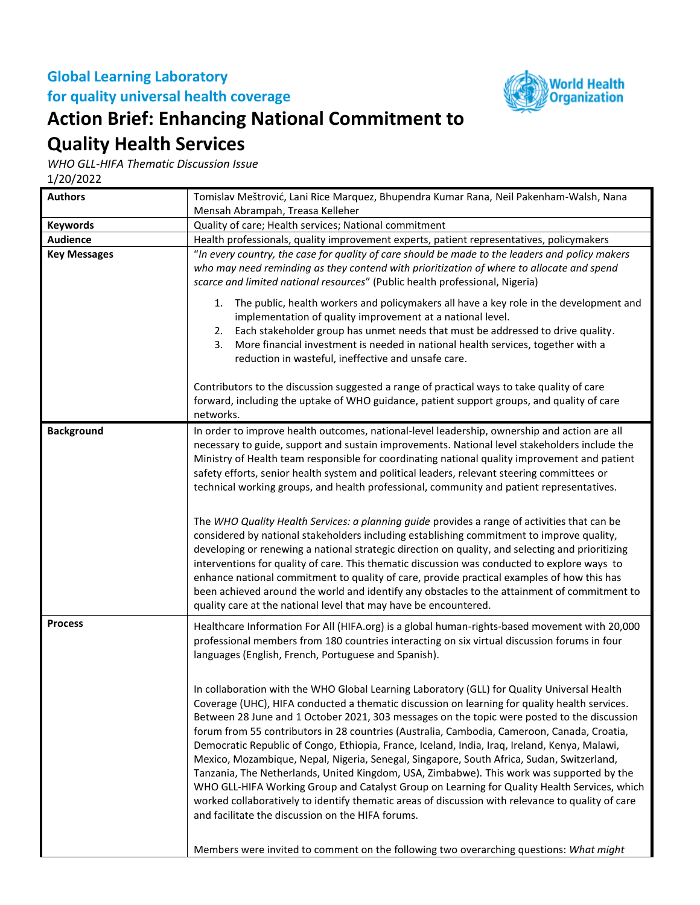**Global Learning Laboratory**
**for quality universal health coverage**

# Action Brief: Enhancing National Commitment to Quality Health Services

*WHO GLL-HIFA Thematic Discussion Issue*
1/20/2022

| **Authors** | Tomislav Meštrović, Lani Rice Marquez, Bhupendra Kumar Rana, Neil Pakenham-Walsh, Nana Mensah Abrampah, Treasa Kelleher |
|---|---|
| **Keywords** | Quality of care; Health services; National commitment |
| **Audience** | Health professionals, quality improvement experts, patient representatives, policymakers |
| **Key Messages** | "*In every country, the case for quality of care should be made to the leaders and policy makers who may need reminding as they contend with prioritization of where to allocate and spend scarce and limited national resources*" (Public health professional, Nigeria)<br><br>1. The public, health workers and policymakers all have a key role in the development and implementation of quality improvement at a national level.<br>2. Each stakeholder group has unmet needs that must be addressed to drive quality.<br>3. More financial investment is needed in national health services, together with a reduction in wasteful, ineffective and unsafe care.<br><br>Contributors to the discussion suggested a range of practical ways to take quality of care forward, including the uptake of WHO guidance, patient support groups, and quality of care networks. |
| **Background** | In order to improve health outcomes, national-level leadership, ownership and action are all necessary to guide, support and sustain improvements. National level stakeholders include the Ministry of Health team responsible for coordinating national quality improvement and patient safety efforts, senior health system and political leaders, relevant steering committees or technical working groups, and health professional, community and patient representatives.<br><br>The *WHO Quality Health Services: a planning guide* provides a range of activities that can be considered by national stakeholders including establishing commitment to improve quality, developing or renewing a national strategic direction on quality, and selecting and prioritizing interventions for quality of care. This thematic discussion was conducted to explore ways to enhance national commitment to quality of care, provide practical examples of how this has been achieved around the world and identify any obstacles to the attainment of commitment to quality care at the national level that may have be encountered. |
| **Process** | Healthcare Information For All (HIFA.org) is a global human-rights-based movement with 20,000 professional members from 180 countries interacting on six virtual discussion forums in four languages (English, French, Portuguese and Spanish).<br><br>In collaboration with the WHO Global Learning Laboratory (GLL) for Quality Universal Health Coverage (UHC), HIFA conducted a thematic discussion on learning for quality health services. Between 28 June and 1 October 2021, 303 messages on the topic were posted to the discussion forum from 55 contributors in 28 countries (Australia, Cambodia, Cameroon, Canada, Croatia, Democratic Republic of Congo, Ethiopia, France, Iceland, India, Iraq, Ireland, Kenya, Malawi, Mexico, Mozambique, Nepal, Nigeria, Senegal, Singapore, South Africa, Sudan, Switzerland, Tanzania, The Netherlands, United Kingdom, USA, Zimbabwe). This work was supported by the WHO GLL-HIFA Working Group and Catalyst Group on Learning for Quality Health Services, which worked collaboratively to identify thematic areas of discussion with relevance to quality of care and facilitate the discussion on the HIFA forums.<br><br>Members were invited to comment on the following two overarching questions: *What might* |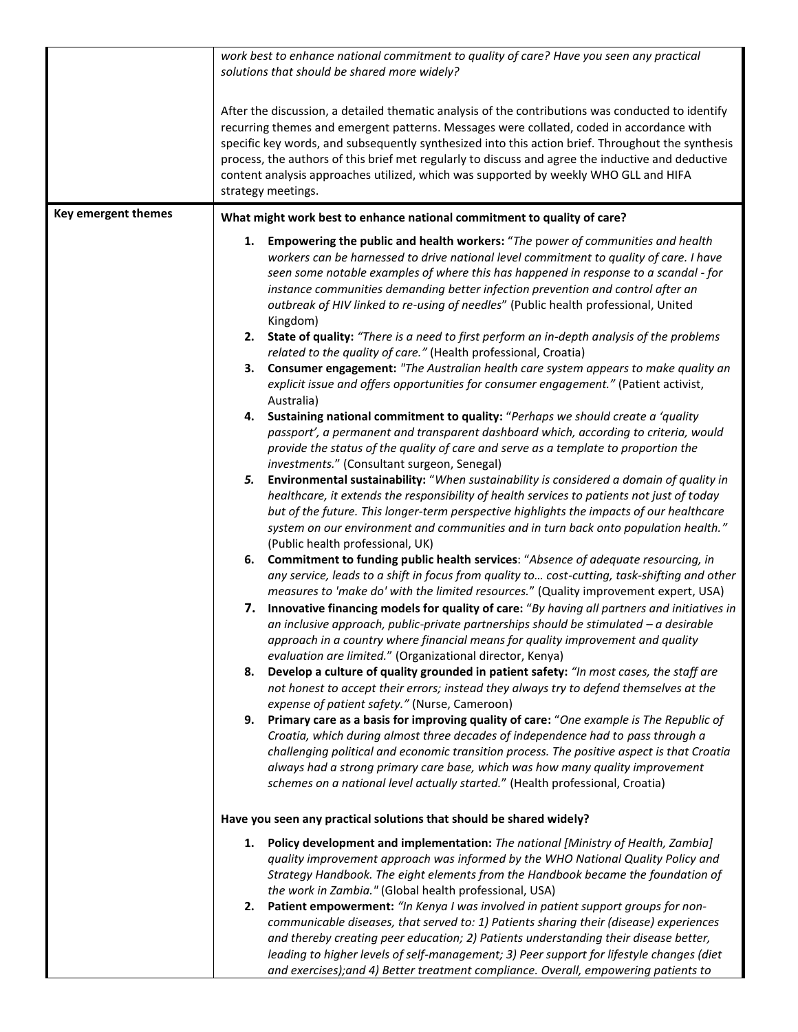| | |
|---|---|
| | *work best to enhance national commitment to quality of care? Have you seen any practical solutions that should be shared more widely?*<br><br>After the discussion, a detailed thematic analysis of the contributions was conducted to identify recurring themes and emergent patterns. Messages were collated, coded in accordance with specific key words, and subsequently synthesized into this action brief. Throughout the synthesis process, the authors of this brief met regularly to discuss and agree the inductive and deductive content analysis approaches utilized, which was supported by weekly WHO GLL and HIFA strategy meetings. |
| **Key emergent themes** | **What might work best to enhance national commitment to quality of care?**<br><br>1. **Empowering the public and health workers:** "*The power of communities and health workers can be harnessed to drive national level commitment to quality of care. I have seen some notable examples of where this has happened in response to a scandal - for instance communities demanding better infection prevention and control after an outbreak of HIV linked to re-using of needles*" (Public health professional, United Kingdom)<br>2. **State of quality:** *"There is a need to first perform an in-depth analysis of the problems related to the quality of care."* (Health professional, Croatia)<br>3. **Consumer engagement:** *"The Australian health care system appears to make quality an explicit issue and offers opportunities for consumer engagement."* (Patient activist, Australia)<br>4. **Sustaining national commitment to quality:** "*Perhaps we should create a 'quality passport', a permanent and transparent dashboard which, according to criteria, would provide the status of the quality of care and serve as a template to proportion the investments.*" (Consultant surgeon, Senegal)<br>5. **Environmental sustainability:** "*When sustainability is considered a domain of quality in healthcare, it extends the responsibility of health services to patients not just of today but of the future. This longer-term perspective highlights the impacts of our healthcare system on our environment and communities and in turn back onto population health."* (Public health professional, UK)<br>6. **Commitment to funding public health services**: "*Absence of adequate resourcing, in any service, leads to a shift in focus from quality to… cost-cutting, task-shifting and other measures to 'make do' with the limited resources.*" (Quality improvement expert, USA)<br>7. **Innovative financing models for quality of care:** "*By having all partners and initiatives in an inclusive approach, public-private partnerships should be stimulated – a desirable approach in a country where financial means for quality improvement and quality evaluation are limited.*" (Organizational director, Kenya)<br>8. **Develop a culture of quality grounded in patient safety:** *"In most cases, the staff are not honest to accept their errors; instead they always try to defend themselves at the expense of patient safety."* (Nurse, Cameroon)<br>9. **Primary care as a basis for improving quality of care:** "*One example is The Republic of Croatia, which during almost three decades of independence had to pass through a challenging political and economic transition process. The positive aspect is that Croatia always had a strong primary care base, which was how many quality improvement schemes on a national level actually started.*" (Health professional, Croatia)<br><br>**Have you seen any practical solutions that should be shared widely?**<br><br>1. **Policy development and implementation:** *The national [Ministry of Health, Zambia] quality improvement approach was informed by the WHO National Quality Policy and Strategy Handbook. The eight elements from the Handbook became the foundation of the work in Zambia."* (Global health professional, USA)<br>2. **Patient empowerment:** *"In Kenya I was involved in patient support groups for non-communicable diseases, that served to: 1) Patients sharing their (disease) experiences and thereby creating peer education; 2) Patients understanding their disease better, leading to higher levels of self-management; 3) Peer support for lifestyle changes (diet and exercises);and 4) Better treatment compliance. Overall, empowering patients to* |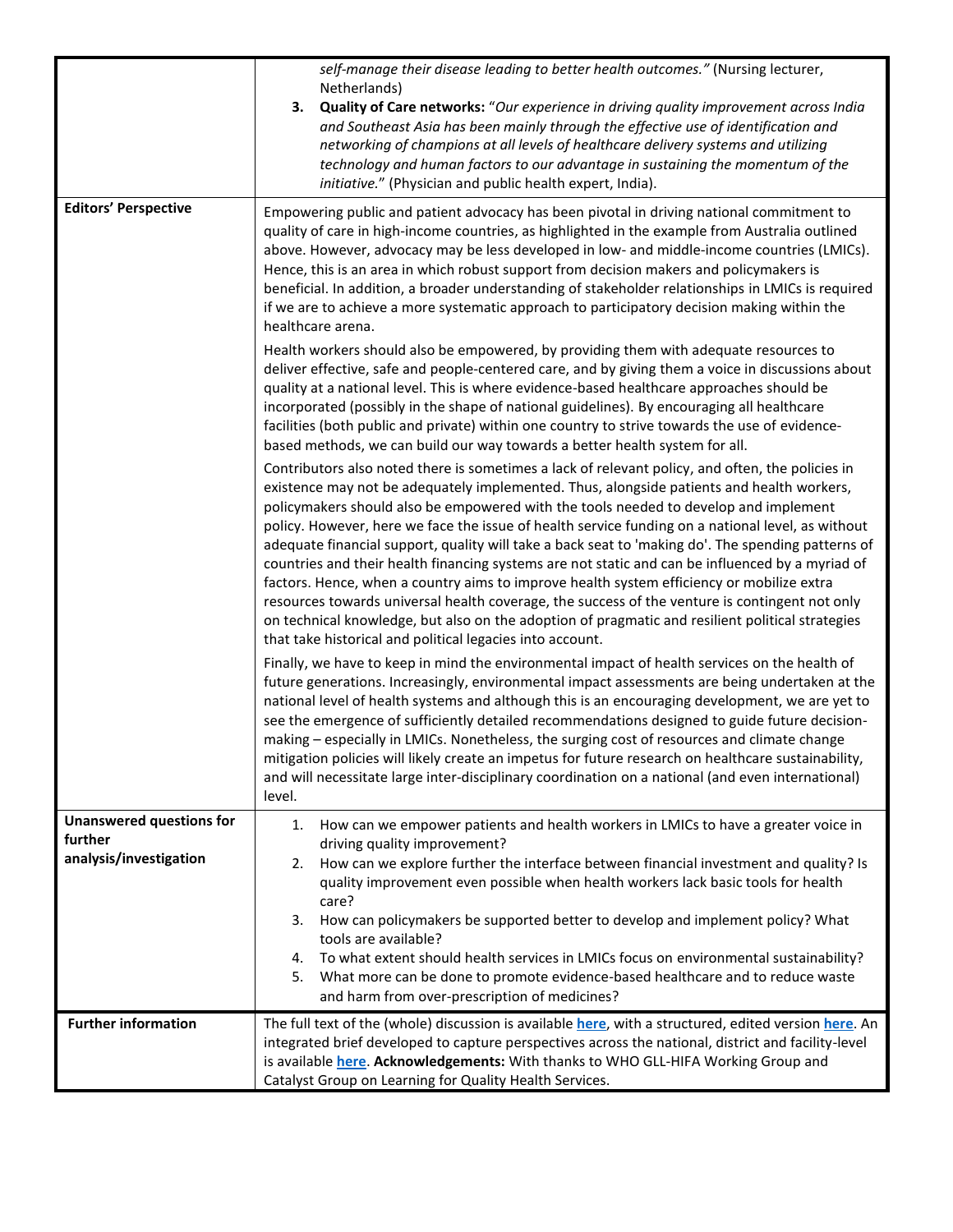| | |
|---|---|
| | *self-manage their disease leading to better health outcomes."* (Nursing lecturer, Netherlands)<br>3. **Quality of Care networks:** "*Our experience in driving quality improvement across India and Southeast Asia has been mainly through the effective use of identification and networking of champions at all levels of healthcare delivery systems and utilizing technology and human factors to our advantage in sustaining the momentum of the initiative.*" (Physician and public health expert, India). |
| **Editors' Perspective** | Empowering public and patient advocacy has been pivotal in driving national commitment to quality of care in high-income countries, as highlighted in the example from Australia outlined above. However, advocacy may be less developed in low- and middle-income countries (LMICs). Hence, this is an area in which robust support from decision makers and policymakers is beneficial. In addition, a broader understanding of stakeholder relationships in LMICs is required if we are to achieve a more systematic approach to participatory decision making within the healthcare arena.<br><br>Health workers should also be empowered, by providing them with adequate resources to deliver effective, safe and people-centered care, and by giving them a voice in discussions about quality at a national level. This is where evidence-based healthcare approaches should be incorporated (possibly in the shape of national guidelines). By encouraging all healthcare facilities (both public and private) within one country to strive towards the use of evidence-based methods, we can build our way towards a better health system for all.<br><br>Contributors also noted there is sometimes a lack of relevant policy, and often, the policies in existence may not be adequately implemented. Thus, alongside patients and health workers, policymakers should also be empowered with the tools needed to develop and implement policy. However, here we face the issue of health service funding on a national level, as without adequate financial support, quality will take a back seat to 'making do'. The spending patterns of countries and their health financing systems are not static and can be influenced by a myriad of factors. Hence, when a country aims to improve health system efficiency or mobilize extra resources towards universal health coverage, the success of the venture is contingent not only on technical knowledge, but also on the adoption of pragmatic and resilient political strategies that take historical and political legacies into account.<br><br>Finally, we have to keep in mind the environmental impact of health services on the health of future generations. Increasingly, environmental impact assessments are being undertaken at the national level of health systems and although this is an encouraging development, we are yet to see the emergence of sufficiently detailed recommendations designed to guide future decision-making – especially in LMICs. Nonetheless, the surging cost of resources and climate change mitigation policies will likely create an impetus for future research on healthcare sustainability, and will necessitate large inter-disciplinary coordination on a national (and even international) level. |
| **Unanswered questions for further analysis/investigation** | 1. How can we empower patients and health workers in LMICs to have a greater voice in driving quality improvement?<br>2. How can we explore further the interface between financial investment and quality? Is quality improvement even possible when health workers lack basic tools for health care?<br>3. How can policymakers be supported better to develop and implement policy? What tools are available?<br>4. To what extent should health services in LMICs focus on environmental sustainability?<br>5. What more can be done to promote evidence-based healthcare and to reduce waste and harm from over-prescription of medicines? |
| **Further information** | The full text of the (whole) discussion is available **here**, with a structured, edited version **here**. An integrated brief developed to capture perspectives across the national, district and facility-level is available **here**. **Acknowledgements:** With thanks to WHO GLL-HIFA Working Group and Catalyst Group on Learning for Quality Health Services. |